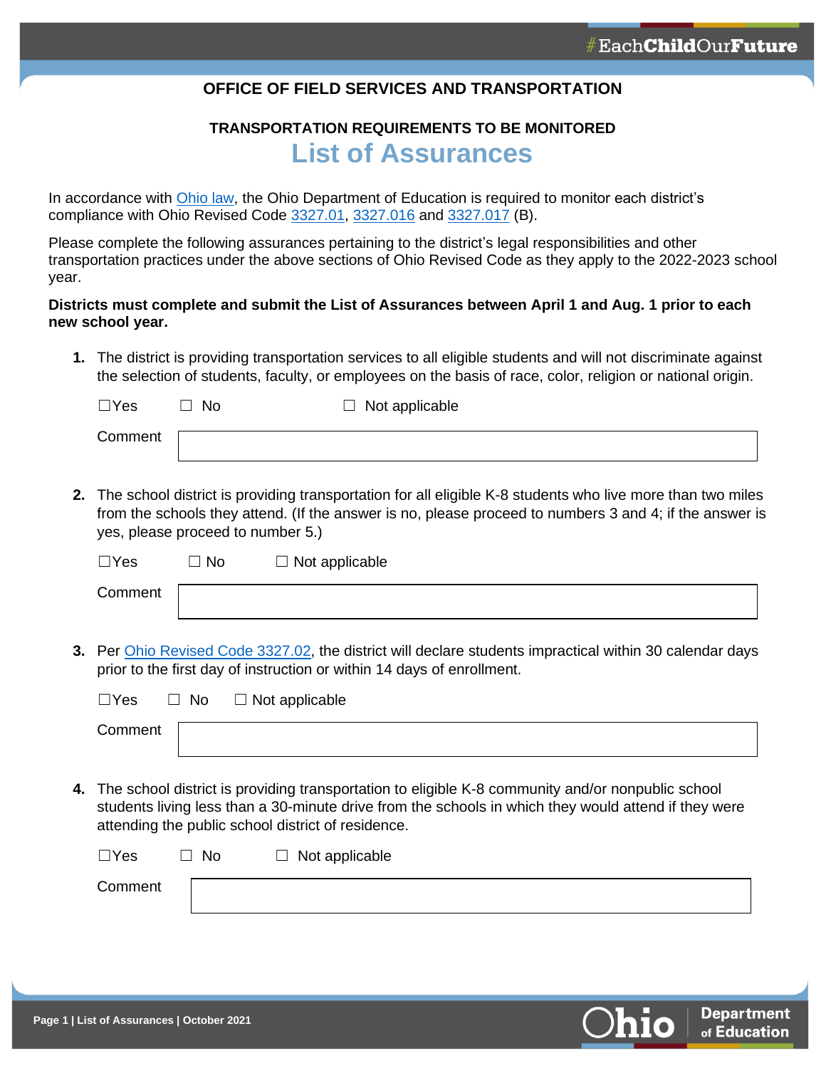**OFFICE OF FIELD SERVICES AND TRANSPORTATION**

**TRANSPORTATION REQUIREMENTS TO BE MONITORED**

# List of Assurances

In accordance with Ohio law, the Ohio Department of Education is required to monitor each district's compliance with Ohio Revised Code 3327.01, 3327.016 and 3327.017 (B).

Please complete the following assurances pertaining to the district's legal responsibilities and other transportation practices under the above sections of Ohio Revised Code as they apply to the 2022-2023 school year.

**Districts must complete and submit the List of Assurances between April 1 and Aug. 1 prior to each new school year.**

**1.** The district is providing transportation services to all eligible students and will not discriminate against the selection of students, faculty, or employees on the basis of race, color, religion or national origin.

☐Yes ☐ No ☐ Not applicable

Comment

**2.** The school district is providing transportation for all eligible K-8 students who live more than two miles from the schools they attend. (If the answer is no, please proceed to numbers 3 and 4; if the answer is yes, please proceed to number 5.)

☐Yes ☐ No ☐ Not applicable

Comment

**3.** Per Ohio Revised Code 3327.02, the district will declare students impractical within 30 calendar days prior to the first day of instruction or within 14 days of enrollment.

☐Yes ☐ No ☐ Not applicable

Comment

**4.** The school district is providing transportation to eligible K-8 community and/or nonpublic school students living less than a 30-minute drive from the schools in which they would attend if they were attending the public school district of residence.

☐Yes ☐ No ☐ Not applicable

Comment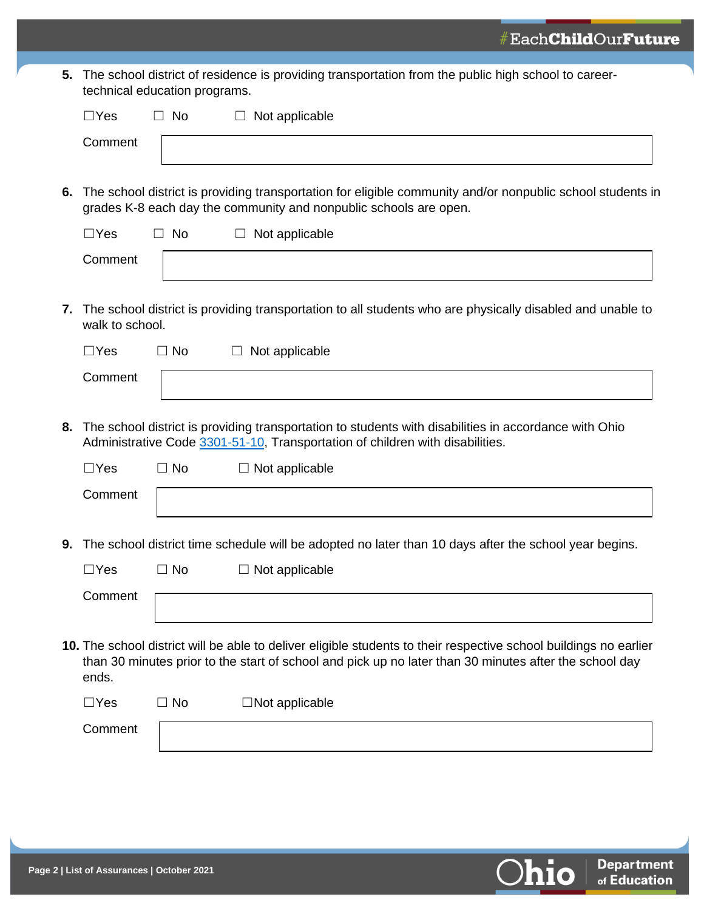5. The school district of residence is providing transportation from the public high school to career-technical education programs.

☐Yes ☐ No ☐ Not applicable

Comment

6. The school district is providing transportation for eligible community and/or nonpublic school students in grades K-8 each day the community and nonpublic schools are open.

☐Yes ☐ No ☐ Not applicable

Comment

7. The school district is providing transportation to all students who are physically disabled and unable to walk to school.

☐Yes ☐ No ☐ Not applicable

Comment

8. The school district is providing transportation to students with disabilities in accordance with Ohio Administrative Code 3301-51-10, Transportation of children with disabilities.

☐Yes ☐ No ☐ Not applicable

Comment

9. The school district time schedule will be adopted no later than 10 days after the school year begins.

☐Yes ☐ No ☐ Not applicable

Comment

10. The school district will be able to deliver eligible students to their respective school buildings no earlier than 30 minutes prior to the start of school and pick up no later than 30 minutes after the school day ends.

☐Yes ☐ No ☐Not applicable

Comment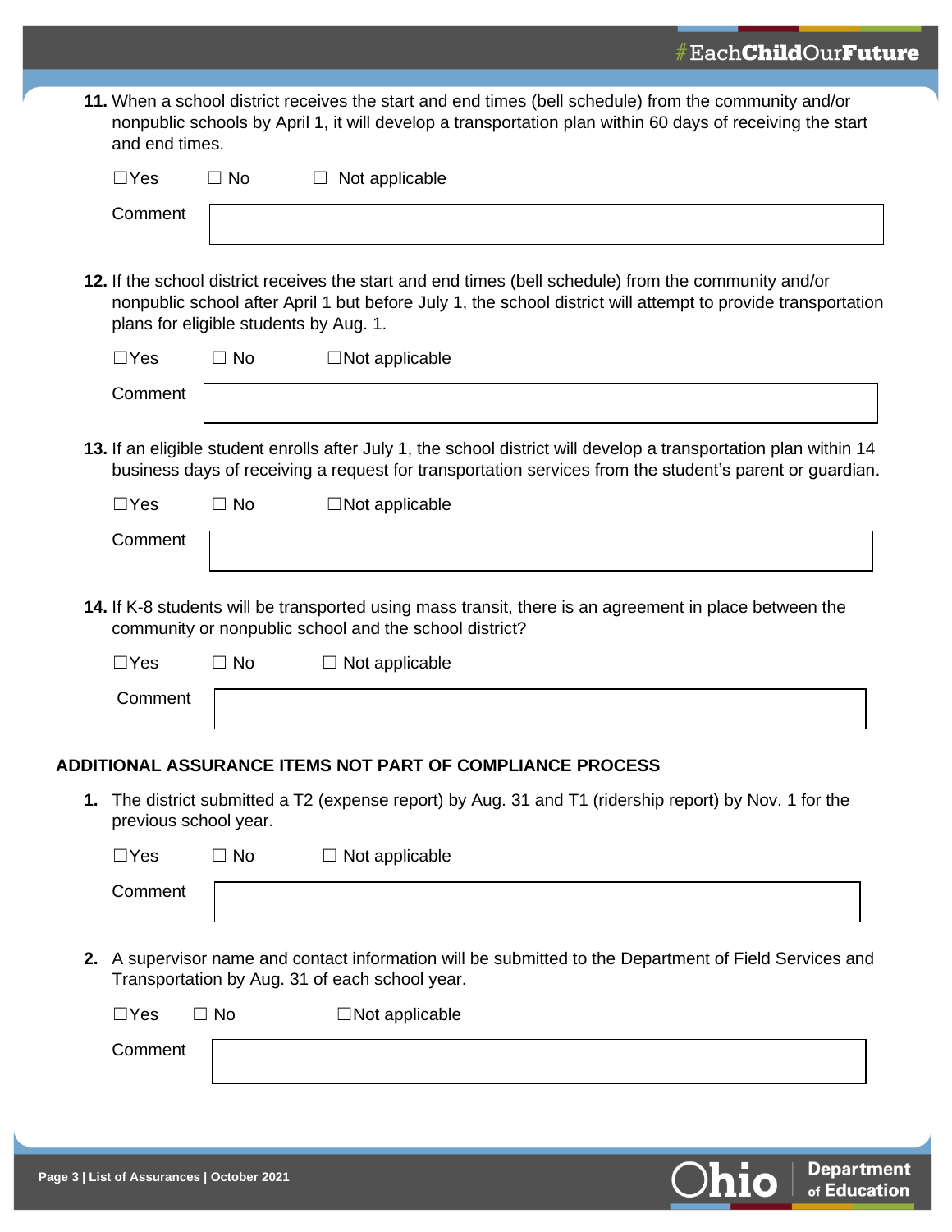11. When a school district receives the start and end times (bell schedule) from the community and/or nonpublic schools by April 1, it will develop a transportation plan within 60 days of receiving the start and end times.

☐Yes ☐ No ☐ Not applicable

Comment

12. If the school district receives the start and end times (bell schedule) from the community and/or nonpublic school after April 1 but before July 1, the school district will attempt to provide transportation plans for eligible students by Aug. 1.

☐Yes ☐ No ☐Not applicable

Comment

13. If an eligible student enrolls after July 1, the school district will develop a transportation plan within 14 business days of receiving a request for transportation services from the student's parent or guardian.

☐Yes ☐ No ☐Not applicable

Comment

14. If K-8 students will be transported using mass transit, there is an agreement in place between the community or nonpublic school and the school district?

☐Yes ☐ No ☐ Not applicable

Comment

## ADDITIONAL ASSURANCE ITEMS NOT PART OF COMPLIANCE PROCESS

1. The district submitted a T2 (expense report) by Aug. 31 and T1 (ridership report) by Nov. 1 for the previous school year.

☐Yes ☐ No ☐ Not applicable

Comment

2. A supervisor name and contact information will be submitted to the Department of Field Services and Transportation by Aug. 31 of each school year.

☐Yes ☐ No ☐Not applicable

Comment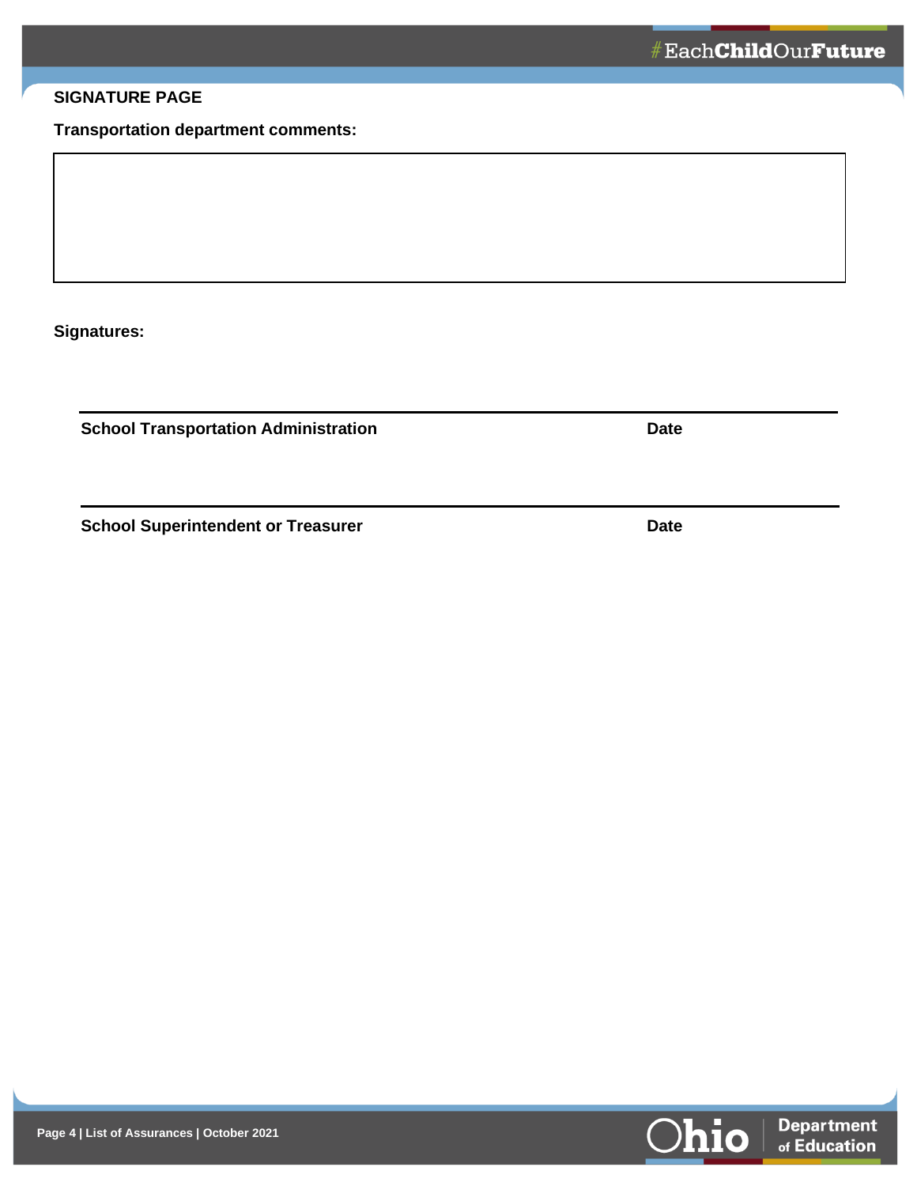## SIGNATURE PAGE

**Transportation department comments:**

**Signatures:**

**School Transportation Administration** **Date**

**School Superintendent or Treasurer** **Date**